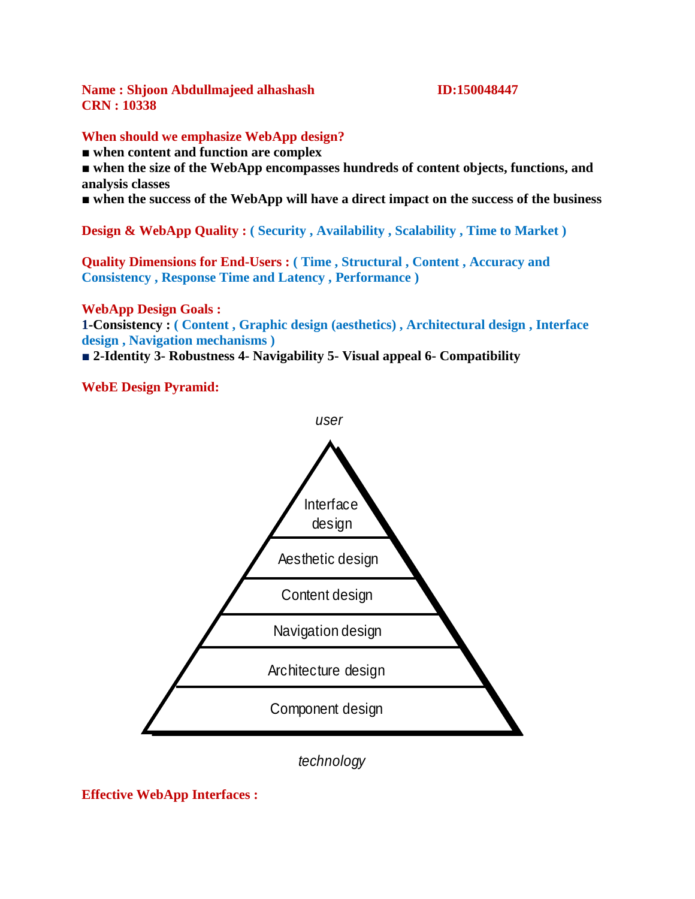**Name : Shjoon Abdullmajeed alhashash** **ID:150048447**
**CRN : 10338**

**When should we emphasize WebApp design?**

- **when content and function are complex**
- **when the size of the WebApp encompasses hundreds of content objects, functions, and analysis classes**
- **when the success of the WebApp will have a direct impact on the success of the business**

**Design & WebApp Quality : ( Security , Availability , Scalability , Time to Market )**

**Quality Dimensions for End-Users : ( Time , Structural , Content , Accuracy and Consistency , Response Time and Latency , Performance )**

**WebApp Design Goals :**

**1-Consistency : ( Content , Graphic design (aesthetics) , Architectural design , Interface design , Navigation mechanisms )**

- **2-Identity 3- Robustness 4- Navigability 5- Visual appeal 6- Compatibility**

**WebE Design Pyramid:**

*user*

- Interface design
- Aesthetic design
- Content design
- Navigation design
- Architecture design
- Component design

*technology*

**Effective WebApp Interfaces :**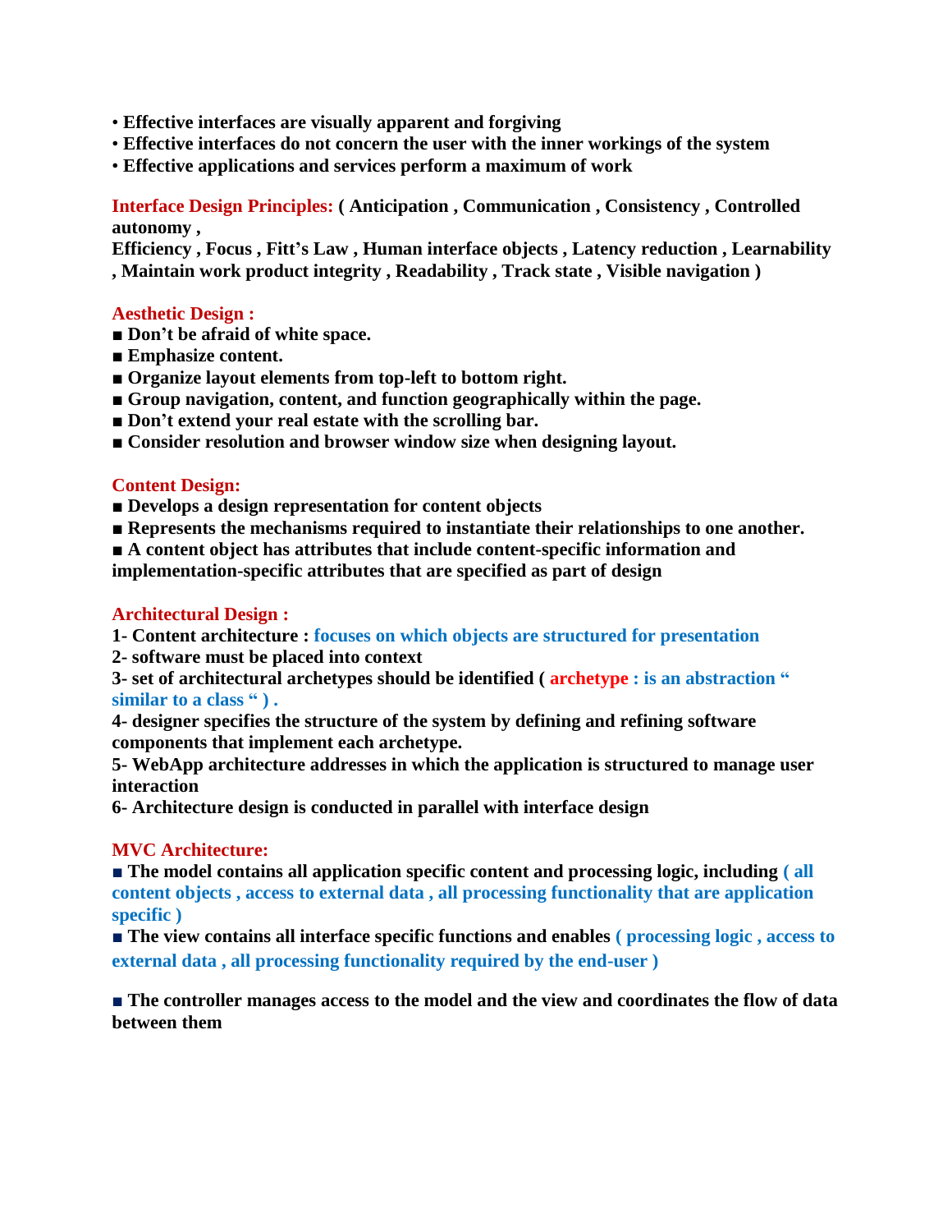- **Effective interfaces are visually apparent and forgiving**
- **Effective interfaces do not concern the user with the inner workings of the system**
- **Effective applications and services perform a maximum of work**

**Interface Design Principles: ( Anticipation , Communication , Consistency , Controlled autonomy , Efficiency , Focus , Fitt's Law , Human interface objects , Latency reduction , Learnability , Maintain work product integrity , Readability , Track state , Visible navigation )**

**Aesthetic Design :**

- **Don't be afraid of white space.**
- **Emphasize content.**
- **Organize layout elements from top-left to bottom right.**
- **Group navigation, content, and function geographically within the page.**
- **Don't extend your real estate with the scrolling bar.**
- **Consider resolution and browser window size when designing layout.**

**Content Design:**

- **Develops a design representation for content objects**
- **Represents the mechanisms required to instantiate their relationships to one another.**
- **A content object has attributes that include content-specific information and implementation-specific attributes that are specified as part of design**

**Architectural Design :**

**1- Content architecture : focuses on which objects are structured for presentation**

**2- software must be placed into context**

**3- set of architectural archetypes should be identified ( archetype : is an abstraction " similar to a class " ) .**

**4- designer specifies the structure of the system by defining and refining software components that implement each archetype.**

**5- WebApp architecture addresses in which the application is structured to manage user interaction**

**6- Architecture design is conducted in parallel with interface design**

**MVC Architecture:**

- **The model contains all application specific content and processing logic, including ( all content objects , access to external data , all processing functionality that are application specific )**
- **The view contains all interface specific functions and enables ( processing logic , access to external data , all processing functionality required by the end-user )**
- **The controller manages access to the model and the view and coordinates the flow of data between them**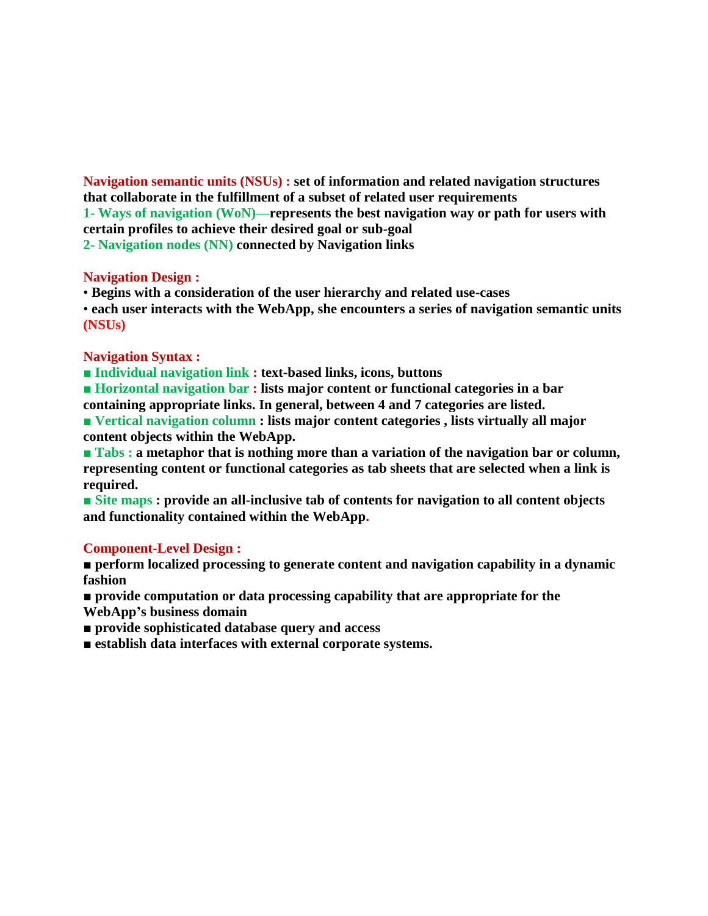**Navigation semantic units (NSUs) : set of information and related navigation structures that collaborate in the fulfillment of a subset of related user requirements**

**1- Ways of navigation (WoN)—represents the best navigation way or path for users with certain profiles to achieve their desired goal or sub-goal**

**2- Navigation nodes (NN) connected by Navigation links**

**Navigation Design :**

- **Begins with a consideration of the user hierarchy and related use-cases**
- **each user interacts with the WebApp, she encounters a series of navigation semantic units (NSUs)**

**Navigation Syntax :**

- **Individual navigation link : text-based links, icons, buttons**
- **Horizontal navigation bar : lists major content or functional categories in a bar containing appropriate links. In general, between 4 and 7 categories are listed.**
- **Vertical navigation column : lists major content categories , lists virtually all major content objects within the WebApp.**
- **Tabs : a metaphor that is nothing more than a variation of the navigation bar or column, representing content or functional categories as tab sheets that are selected when a link is required.**
- **Site maps : provide an all-inclusive tab of contents for navigation to all content objects and functionality contained within the WebApp.**

**Component-Level Design :**

- **perform localized processing to generate content and navigation capability in a dynamic fashion**
- **provide computation or data processing capability that are appropriate for the WebApp's business domain**
- **provide sophisticated database query and access**
- **establish data interfaces with external corporate systems.**